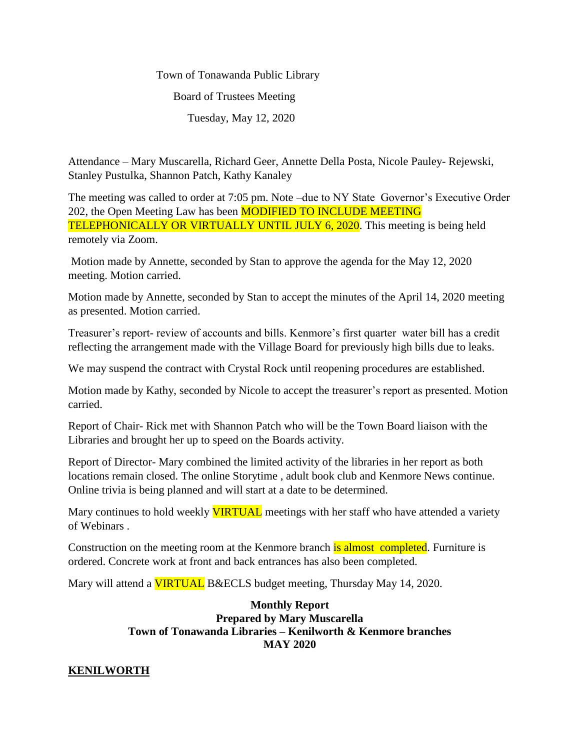Town of Tonawanda Public Library

Board of Trustees Meeting

Tuesday, May 12, 2020

Attendance – Mary Muscarella, Richard Geer, Annette Della Posta, Nicole Pauley- Rejewski, Stanley Pustulka, Shannon Patch, Kathy Kanaley

The meeting was called to order at 7:05 pm. Note –due to NY State Governor's Executive Order 202, the Open Meeting Law has been MODIFIED TO INCLUDE MEETING TELEPHONICALLY OR VIRTUALLY UNTIL JULY 6, 2020. This meeting is being held remotely via Zoom.

Motion made by Annette, seconded by Stan to approve the agenda for the May 12, 2020 meeting. Motion carried.

Motion made by Annette, seconded by Stan to accept the minutes of the April 14, 2020 meeting as presented. Motion carried.

Treasurer's report- review of accounts and bills. Kenmore's first quarter water bill has a credit reflecting the arrangement made with the Village Board for previously high bills due to leaks.

We may suspend the contract with Crystal Rock until reopening procedures are established.

Motion made by Kathy, seconded by Nicole to accept the treasurer's report as presented. Motion carried.

Report of Chair- Rick met with Shannon Patch who will be the Town Board liaison with the Libraries and brought her up to speed on the Boards activity.

Report of Director- Mary combined the limited activity of the libraries in her report as both locations remain closed. The online Storytime , adult book club and Kenmore News continue. Online trivia is being planned and will start at a date to be determined.

Mary continues to hold weekly VIRTUAL meetings with her staff who have attended a variety of Webinars .

Construction on the meeting room at the Kenmore branch is almost completed. Furniture is ordered. Concrete work at front and back entrances has also been completed.

Mary will attend a VIRTUAL B&ECLS budget meeting, Thursday May 14, 2020.

**Monthly Report**
**Prepared by Mary Muscarella**
**Town of Tonawanda Libraries – Kenilworth & Kenmore branches**
**MAY 2020**

**KENILWORTH**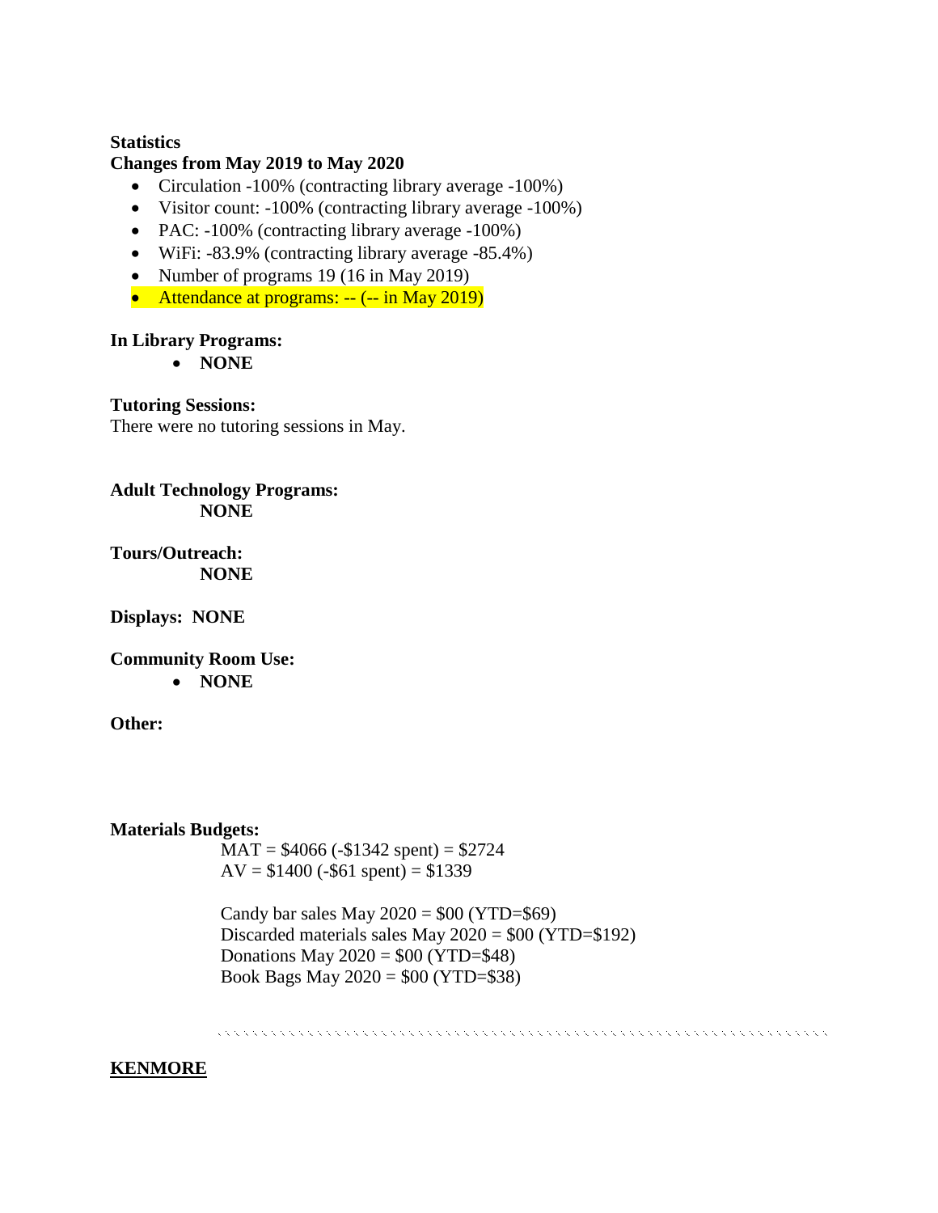**Statistics**
**Changes from May 2019 to May 2020**

- Circulation -100% (contracting library average -100%)
- Visitor count: -100% (contracting library average -100%)
- PAC: -100% (contracting library average -100%)
- WiFi: -83.9% (contracting library average -85.4%)
- Number of programs 19 (16 in May 2019)
- Attendance at programs: -- (-- in May 2019)

**In Library Programs:**

- **NONE**

**Tutoring Sessions:**
There were no tutoring sessions in May.

**Adult Technology Programs:**
**NONE**

**Tours/Outreach:**
**NONE**

**Displays: NONE**

**Community Room Use:**

- **NONE**

**Other:**

**Materials Budgets:**

MAT = $4066 (-$1342 spent) = $2724
AV = $1400 (-$61 spent) = $1339

Candy bar sales May 2020 = $00 (YTD=$69)
Discarded materials sales May 2020 = $00 (YTD=$192)
Donations May 2020 = $00 (YTD=$48)
Book Bags May 2020 = $00 (YTD=$38)

---

**KENMORE**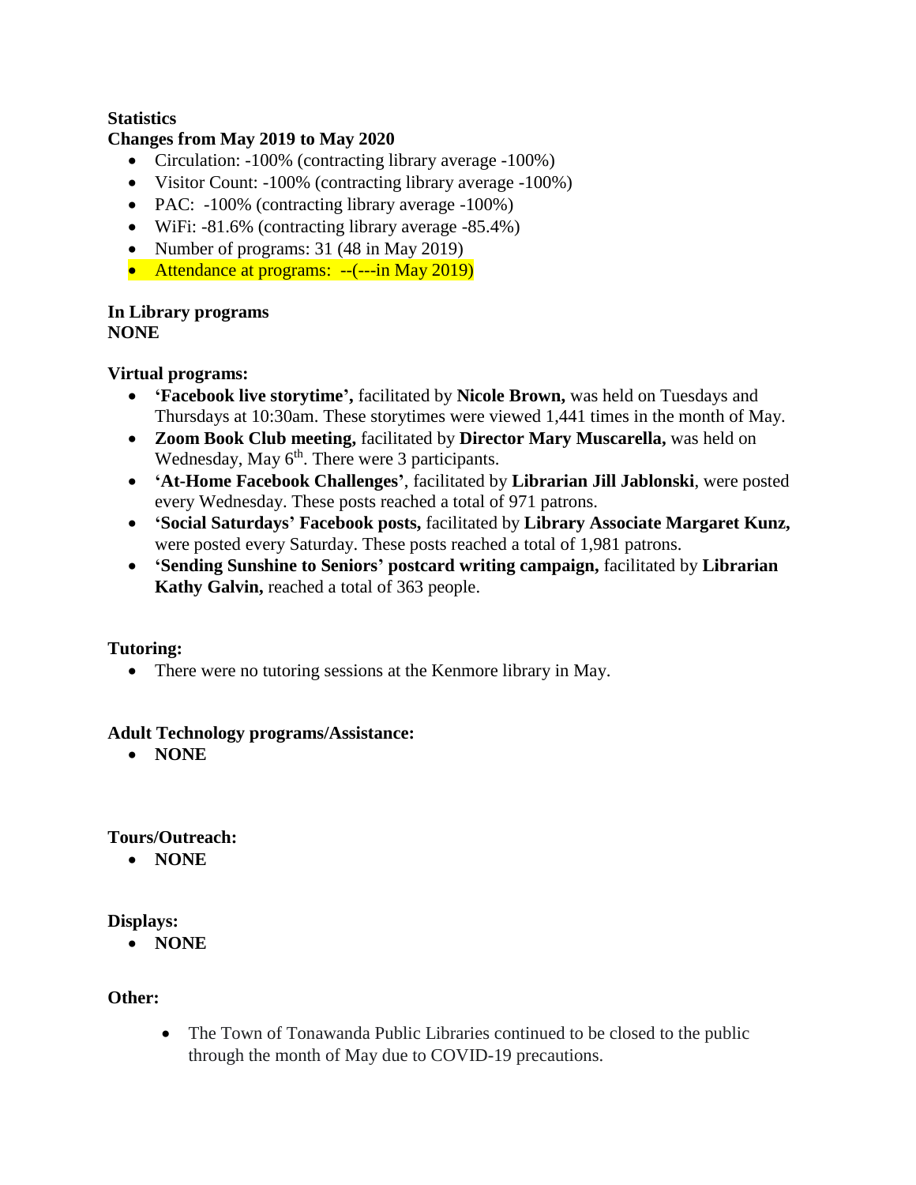**Statistics**

**Changes from May 2019 to May 2020**

- Circulation: -100% (contracting library average -100%)
- Visitor Count: -100% (contracting library average -100%)
- PAC: -100% (contracting library average -100%)
- WiFi: -81.6% (contracting library average -85.4%)
- Number of programs: 31 (48 in May 2019)
- Attendance at programs: --(---in May 2019)

**In Library programs**

**NONE**

**Virtual programs:**

- **'Facebook live storytime',** facilitated by **Nicole Brown,** was held on Tuesdays and Thursdays at 10:30am. These storytimes were viewed 1,441 times in the month of May.
- **Zoom Book Club meeting,** facilitated by **Director Mary Muscarella,** was held on Wednesday, May 6th. There were 3 participants.
- **'At-Home Facebook Challenges'**, facilitated by **Librarian Jill Jablonski**, were posted every Wednesday. These posts reached a total of 971 patrons.
- **'Social Saturdays' Facebook posts,** facilitated by **Library Associate Margaret Kunz,** were posted every Saturday. These posts reached a total of 1,981 patrons.
- **'Sending Sunshine to Seniors' postcard writing campaign,** facilitated by **Librarian Kathy Galvin,** reached a total of 363 people.

**Tutoring:**

- There were no tutoring sessions at the Kenmore library in May.

**Adult Technology programs/Assistance:**

- **NONE**

**Tours/Outreach:**

- **NONE**

**Displays:**

- **NONE**

**Other:**

- The Town of Tonawanda Public Libraries continued to be closed to the public through the month of May due to COVID-19 precautions.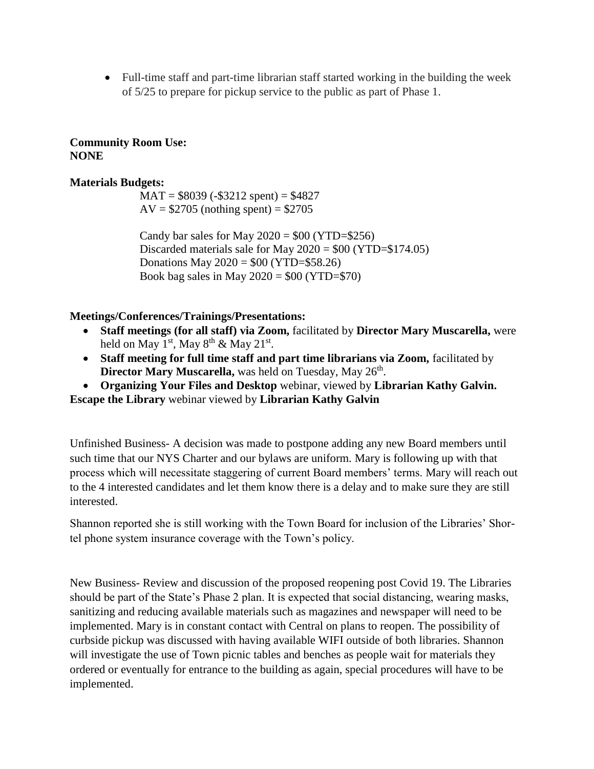- Full-time staff and part-time librarian staff started working in the building the week of 5/25 to prepare for pickup service to the public as part of Phase 1.

**Community Room Use:**
**NONE**

**Materials Budgets:**

MAT = \$8039 (-\$3212 spent) = \$4827
AV = \$2705 (nothing spent) = \$2705

Candy bar sales for May 2020 = \$00 (YTD=\$256)
Discarded materials sale for May 2020 = \$00 (YTD=\$174.05)
Donations May 2020 = \$00 (YTD=\$58.26)
Book bag sales in May 2020 = \$00 (YTD=\$70)

**Meetings/Conferences/Trainings/Presentations:**

- **Staff meetings (for all staff) via Zoom,** facilitated by **Director Mary Muscarella,** were held on May 1st, May 8th & May 21st.
- **Staff meeting for full time staff and part time librarians via Zoom,** facilitated by **Director Mary Muscarella,** was held on Tuesday, May 26th.
- **Organizing Your Files and Desktop** webinar, viewed by **Librarian Kathy Galvin.**

**Escape the Library** webinar viewed by **Librarian Kathy Galvin**

Unfinished Business- A decision was made to postpone adding any new Board members until such time that our NYS Charter and our bylaws are uniform. Mary is following up with that process which will necessitate staggering of current Board members' terms. Mary will reach out to the 4 interested candidates and let them know there is a delay and to make sure they are still interested.

Shannon reported she is still working with the Town Board for inclusion of the Libraries' Shor-tel phone system insurance coverage with the Town's policy.

New Business- Review and discussion of the proposed reopening post Covid 19. The Libraries should be part of the State's Phase 2 plan. It is expected that social distancing, wearing masks, sanitizing and reducing available materials such as magazines and newspaper will need to be implemented. Mary is in constant contact with Central on plans to reopen. The possibility of curbside pickup was discussed with having available WIFI outside of both libraries. Shannon will investigate the use of Town picnic tables and benches as people wait for materials they ordered or eventually for entrance to the building as again, special procedures will have to be implemented.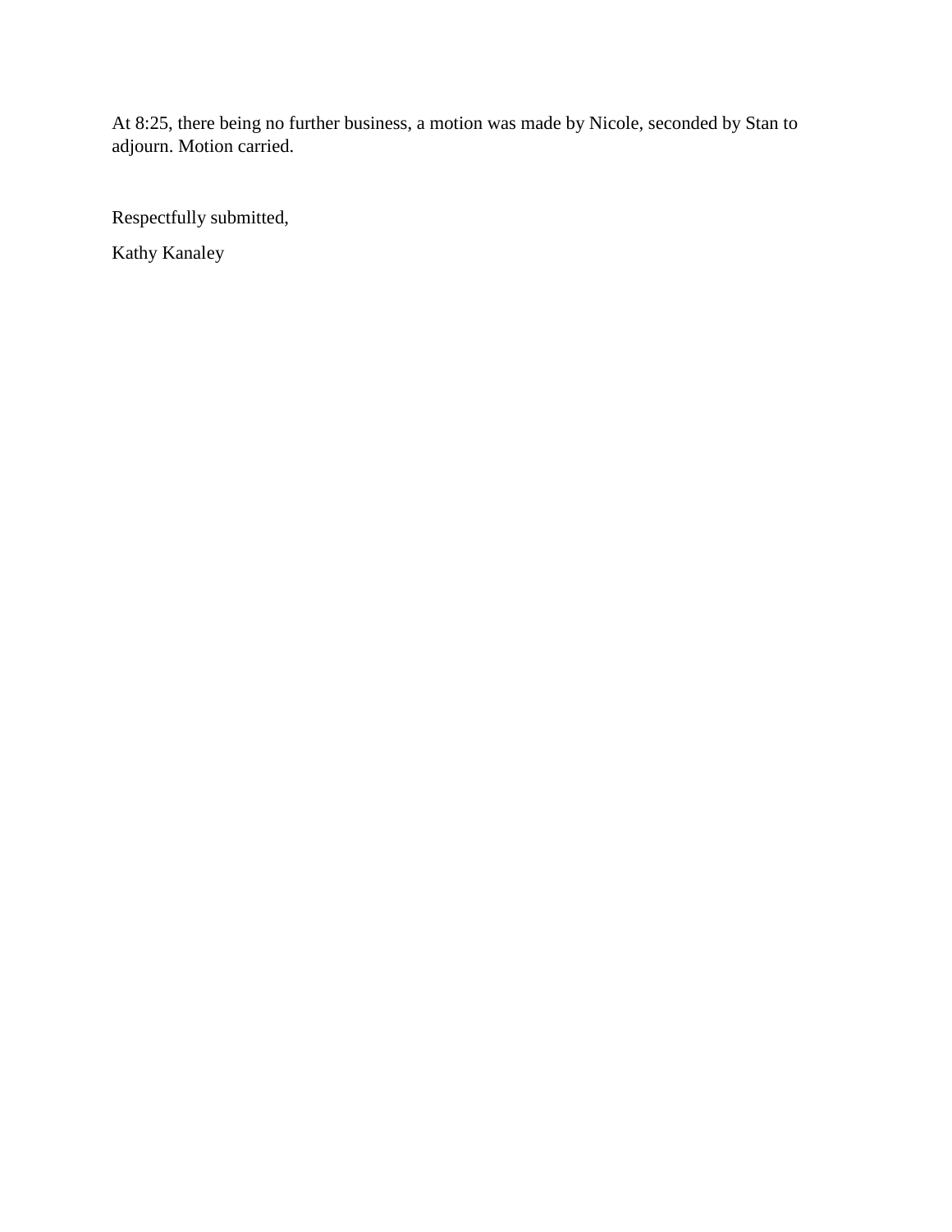At 8:25, there being no further business, a motion was made by Nicole, seconded by Stan to adjourn. Motion carried.

Respectfully submitted,

Kathy Kanaley